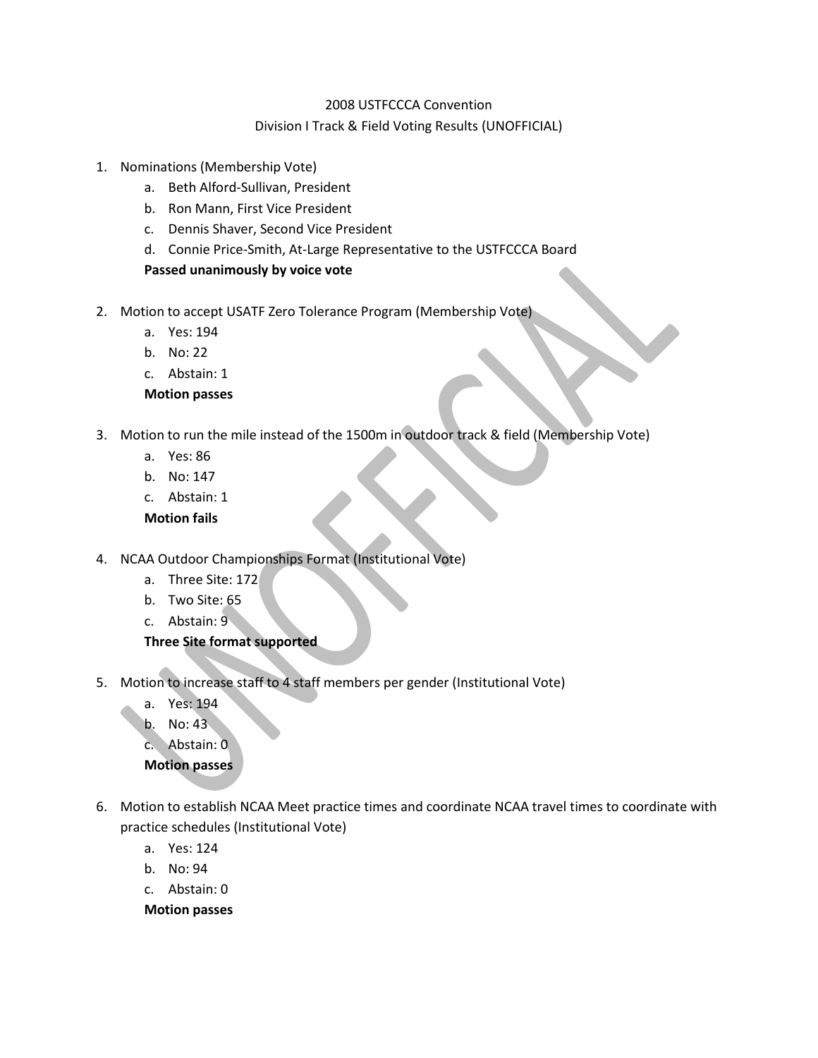# 2008 USTFCCCA Convention

## Division I Track & Field Voting Results (UNOFFICIAL)

1. Nominations (Membership Vote)
   a. Beth Alford-Sullivan, President
   b. Ron Mann, First Vice President
   c. Dennis Shaver, Second Vice President
   d. Connie Price-Smith, At-Large Representative to the USTFCCCA Board

   **Passed unanimously by voice vote**

2. Motion to accept USATF Zero Tolerance Program (Membership Vote)
   a. Yes: 194
   b. No: 22
   c. Abstain: 1

   **Motion passes**

3. Motion to run the mile instead of the 1500m in outdoor track & field (Membership Vote)
   a. Yes: 86
   b. No: 147
   c. Abstain: 1

   **Motion fails**

4. NCAA Outdoor Championships Format (Institutional Vote)
   a. Three Site: 172
   b. Two Site: 65
   c. Abstain: 9

   **Three Site format supported**

5. Motion to increase staff to 4 staff members per gender (Institutional Vote)
   a. Yes: 194
   b. No: 43
   c. Abstain: 0

   **Motion passes**

6. Motion to establish NCAA Meet practice times and coordinate NCAA travel times to coordinate with practice schedules (Institutional Vote)
   a. Yes: 124
   b. No: 94
   c. Abstain: 0

   **Motion passes**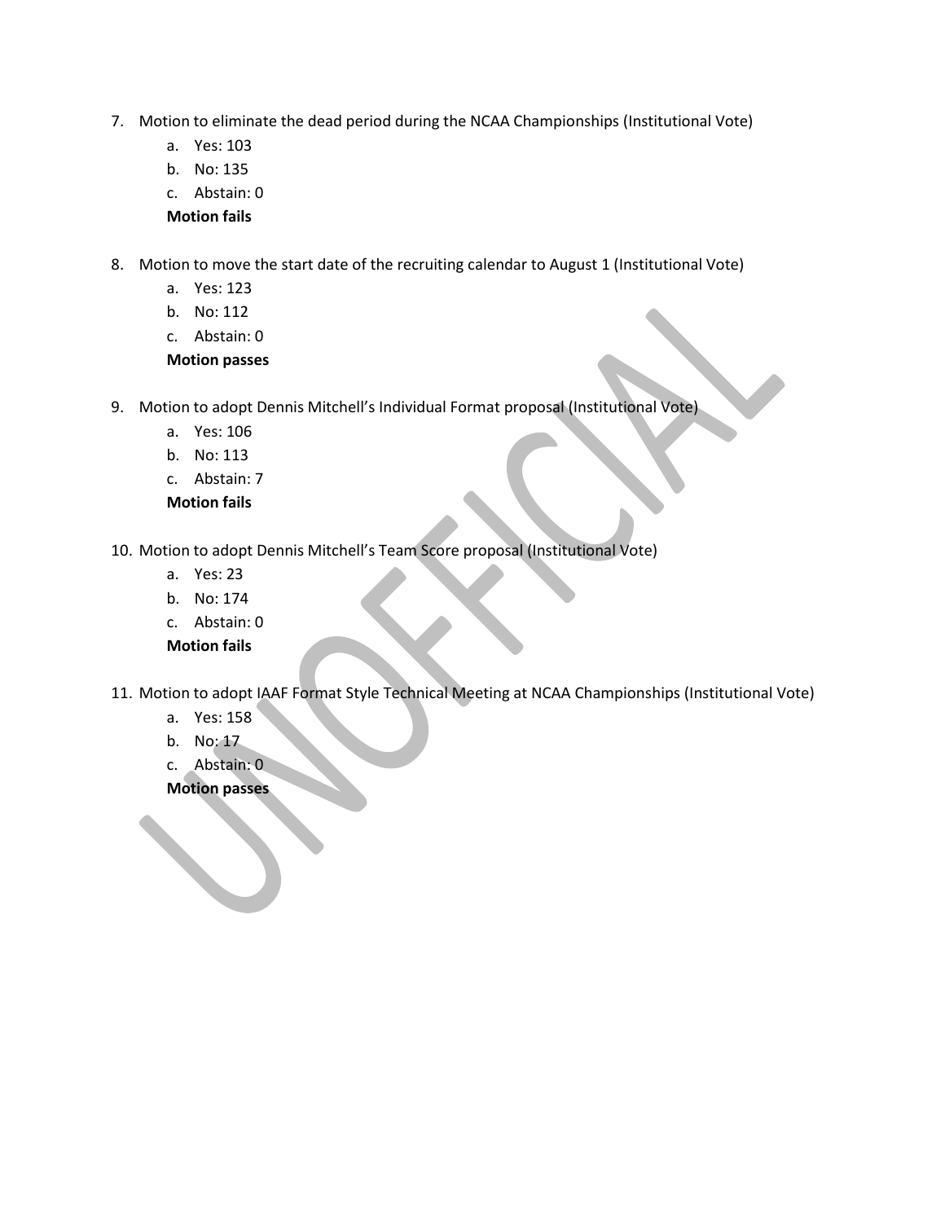7. Motion to eliminate the dead period during the NCAA Championships (Institutional Vote)
    a. Yes: 103
    b. No: 135
    c. Abstain: 0

    **Motion fails**

8. Motion to move the start date of the recruiting calendar to August 1 (Institutional Vote)
    a. Yes: 123
    b. No: 112
    c. Abstain: 0

    **Motion passes**

9. Motion to adopt Dennis Mitchell's Individual Format proposal (Institutional Vote)
    a. Yes: 106
    b. No: 113
    c. Abstain: 7

    **Motion fails**

10. Motion to adopt Dennis Mitchell's Team Score proposal (Institutional Vote)
    a. Yes: 23
    b. No: 174
    c. Abstain: 0

    **Motion fails**

11. Motion to adopt IAAF Format Style Technical Meeting at NCAA Championships (Institutional Vote)
    a. Yes: 158
    b. No: 17
    c. Abstain: 0

    **Motion passes**

UNOFFICIAL